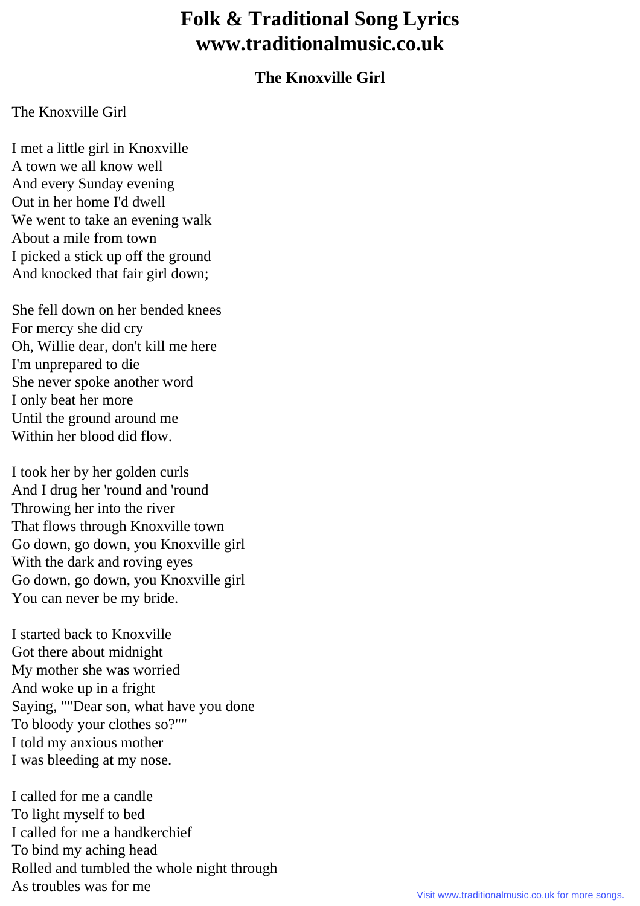# Folk & Traditional Song Lyrics
# www.traditionalmusic.co.uk

## The Knoxville Girl

The Knoxville Girl

I met a little girl in Knoxville
A town we all know well
And every Sunday evening
Out in her home I'd dwell
We went to take an evening walk
About a mile from town
I picked a stick up off the ground
And knocked that fair girl down;

She fell down on her bended knees
For mercy she did cry
Oh, Willie dear, don't kill me here
I'm unprepared to die
She never spoke another word
I only beat her more
Until the ground around me
Within her blood did flow.

I took her by her golden curls
And I drug her 'round and 'round
Throwing her into the river
That flows through Knoxville town
Go down, go down, you Knoxville girl
With the dark and roving eyes
Go down, go down, you Knoxville girl
You can never be my bride.

I started back to Knoxville
Got there about midnight
My mother she was worried
And woke up in a fright
Saying, ""Dear son, what have you done
To bloody your clothes so?""
I told my anxious mother
I was bleeding at my nose.

I called for me a candle
To light myself to bed
I called for me a handkerchief
To bind my aching head
Rolled and tumbled the whole night through
As troubles was for me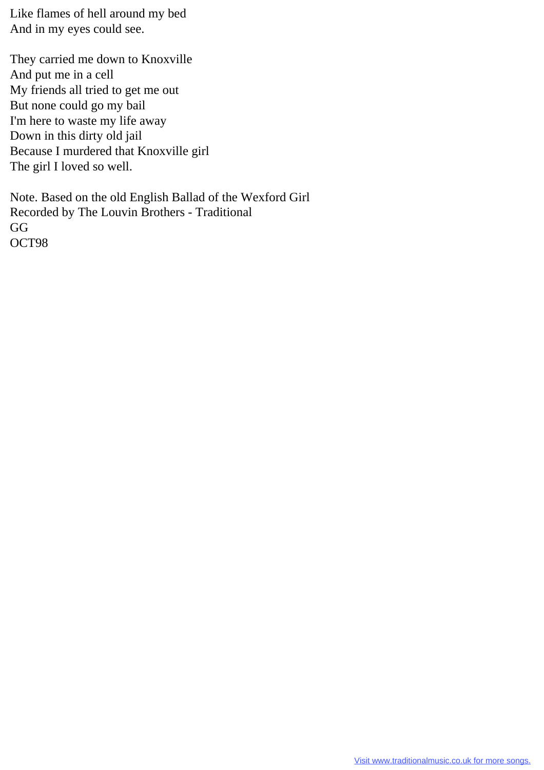Like flames of hell around my bed
And in my eyes could see.

They carried me down to Knoxville
And put me in a cell
My friends all tried to get me out
But none could go my bail
I'm here to waste my life away
Down in this dirty old jail
Because I murdered that Knoxville girl
The girl I loved so well.

Note. Based on the old English Ballad of the Wexford Girl
Recorded by The Louvin Brothers - Traditional
GG
OCT98